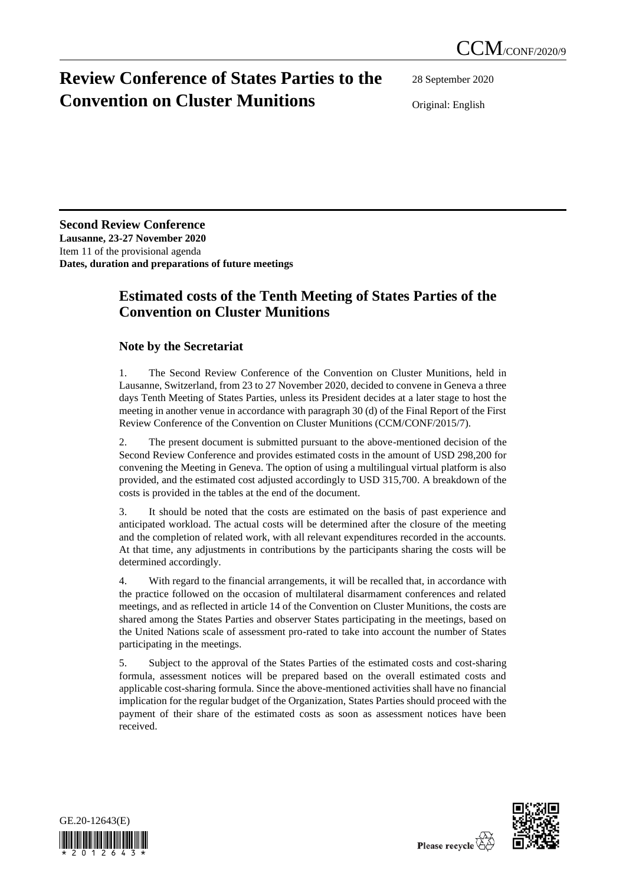# Review Conference of States Parties to the Convention on Cluster Munitions

CCM/CONF/2020/9

28 September 2020

Original: English

**Second Review Conference**
**Lausanne, 23-27 November 2020**
Item 11 of the provisional agenda
**Dates, duration and preparations of future meetings**

## Estimated costs of the Tenth Meeting of States Parties of the Convention on Cluster Munitions

### Note by the Secretariat

1. The Second Review Conference of the Convention on Cluster Munitions, held in Lausanne, Switzerland, from 23 to 27 November 2020, decided to convene in Geneva a three days Tenth Meeting of States Parties, unless its President decides at a later stage to host the meeting in another venue in accordance with paragraph 30 (d) of the Final Report of the First Review Conference of the Convention on Cluster Munitions (CCM/CONF/2015/7).

2. The present document is submitted pursuant to the above-mentioned decision of the Second Review Conference and provides estimated costs in the amount of USD 298,200 for convening the Meeting in Geneva. The option of using a multilingual virtual platform is also provided, and the estimated cost adjusted accordingly to USD 315,700. A breakdown of the costs is provided in the tables at the end of the document.

3. It should be noted that the costs are estimated on the basis of past experience and anticipated workload. The actual costs will be determined after the closure of the meeting and the completion of related work, with all relevant expenditures recorded in the accounts. At that time, any adjustments in contributions by the participants sharing the costs will be determined accordingly.

4. With regard to the financial arrangements, it will be recalled that, in accordance with the practice followed on the occasion of multilateral disarmament conferences and related meetings, and as reflected in article 14 of the Convention on Cluster Munitions, the costs are shared among the States Parties and observer States participating in the meetings, based on the United Nations scale of assessment pro-rated to take into account the number of States participating in the meetings.

5. Subject to the approval of the States Parties of the estimated costs and cost-sharing formula, assessment notices will be prepared based on the overall estimated costs and applicable cost-sharing formula. Since the above-mentioned activities shall have no financial implication for the regular budget of the Organization, States Parties should proceed with the payment of their share of the estimated costs as soon as assessment notices have been received.

GE.20-12643(E)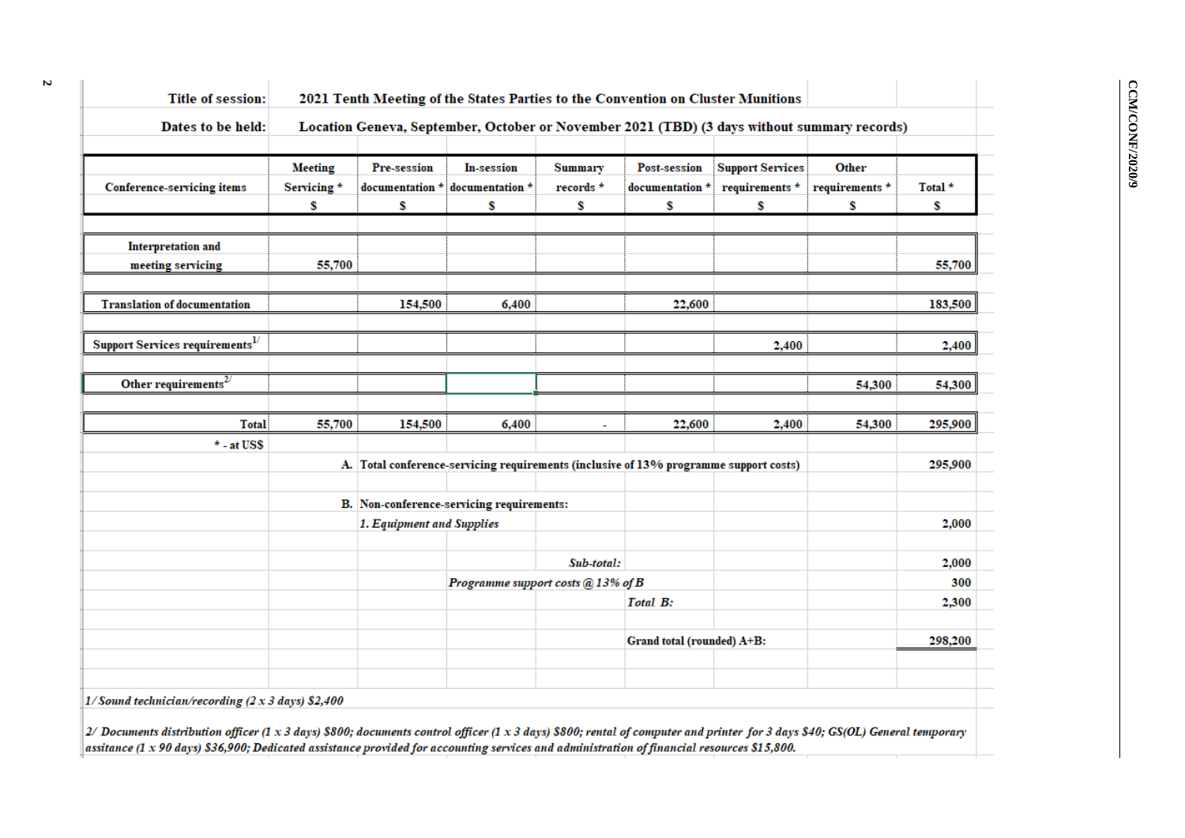**Title of session:** 2021 Tenth Meeting of the States Parties to the Convention on Cluster Munitions

**Dates to be held:** Location Geneva, September, October or November 2021 (TBD) (3 days without summary records)

| Conference-servicing items | Meeting Servicing * $ | Pre-session documentation * $ | In-session documentation * $ | Summary records * $ | Post-session documentation * $ | Support Services requirements * $ | Other requirements * $ | Total * $ |
|---|---|---|---|---|---|---|---|---|
| Interpretation and meeting servicing | 55,700 | | | | | | | 55,700 |
| Translation of documentation | | 154,500 | 6,400 | | 22,600 | | | 183,500 |
| Support Services requirements[1/] | | | | | | 2,400 | | 2,400 |
| Other requirements[2/] | | | | | | | 54,300 | 54,300 |
| Total | 55,700 | 154,500 | 6,400 | - | 22,600 | 2,400 | 54,300 | 295,900 |

* - at US$

| | |
|---|---|
| A. Total conference-servicing requirements (inclusive of 13% programme support costs) | 295,900 |
| B. Non-conference-servicing requirements: | |
| *1. Equipment and Supplies* | 2,000 |
| *Sub-total:* | 2,000 |
| *Programme support costs @ 13% of B* | 300 |
| *Total B:* | 2,300 |
| Grand total (rounded) A+B: | 298,200 |

*1/ Sound technician/recording (2 x 3 days) $2,400*

*2/ Documents distribution officer (1 x 3 days) $800; documents control officer (1 x 3 days) $800; rental of computer and printer for 3 days $40; GS(OL) General temporary assitance (1 x 90 days) $36,900; Dedicated assistance provided for accounting services and administration of financial resources $15,800.*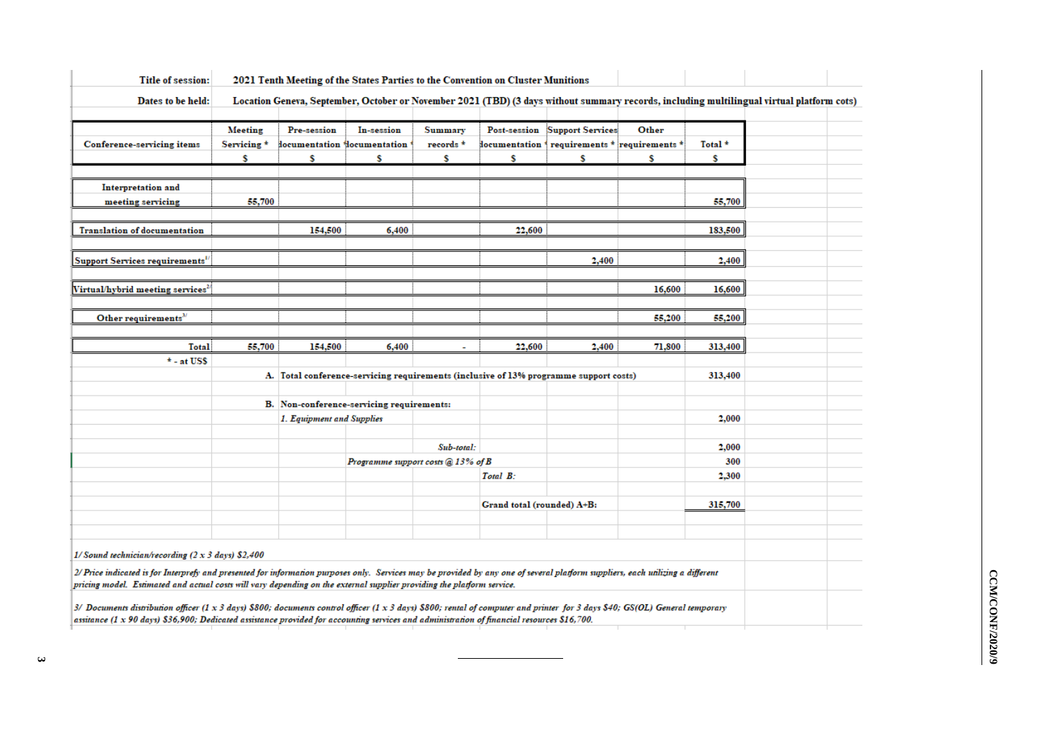| | |
|---|---|
| **Title of session:** | **2021 Tenth Meeting of the States Parties to the Convention on Cluster Munitions** |
| **Dates to be held:** | **Location Geneva, September, October or November 2021 (TBD) (3 days without summary records, including multilingual virtual platform cots)** |

| Conference-servicing items | Meeting Servicing * $ | Pre-session documentation * $ | In-session documentation * $ | Summary records * $ | Post-session documentation * $ | Support Services requirements * $ | Other requirements * $ | Total * $ |
|---|---|---|---|---|---|---|---|---|
| Interpretation and meeting servicing | 55,700 | | | | | | | 55,700 |
| Translation of documentation | | 154,500 | 6,400 | | 22,600 | | | 183,500 |
| Support Services requirements[1/] | | | | | | 2,400 | | 2,400 |
| Virtual/hybrid meeting services[2/] | | | | | | | 16,600 | 16,600 |
| Other requirements[3/] | | | | | | | 55,200 | 55,200 |
| Total | 55,700 | 154,500 | 6,400 | - | 22,600 | 2,400 | 71,800 | 313,400 |

* - at US$

| | |
|---|---|
| **A. Total conference-servicing requirements (inclusive of 13% programme support costs)** | **313,400** |
| **B. Non-conference-servicing requirements:** | |
| *1. Equipment and Supplies* | 2,000 |
| *Sub-total:* | 2,000 |
| *Programme support costs @ 13% of B* | 300 |
| *Total B:* | 2,300 |
| **Grand total (rounded) A+B:** | **315,700** |

*1/ Sound technician/recording (2 x 3 days) $2,400*

*2/ Price indicated is for Interprefy and presented for information purposes only. Services may be provided by any one of several platform suppliers, each utilizing a different pricing model. Estimated and actual costs will vary depending on the external supplier providing the platform service.*

*3/ Documents distribution officer (1 x 3 days) $800; documents control officer (1 x 3 days) $800; rental of computer and printer for 3 days $40; GS(OL) General temporary assitance (1 x 90 days) $36,900; Dedicated assistance provided for accounting services and administration of financial resources $16,700.*